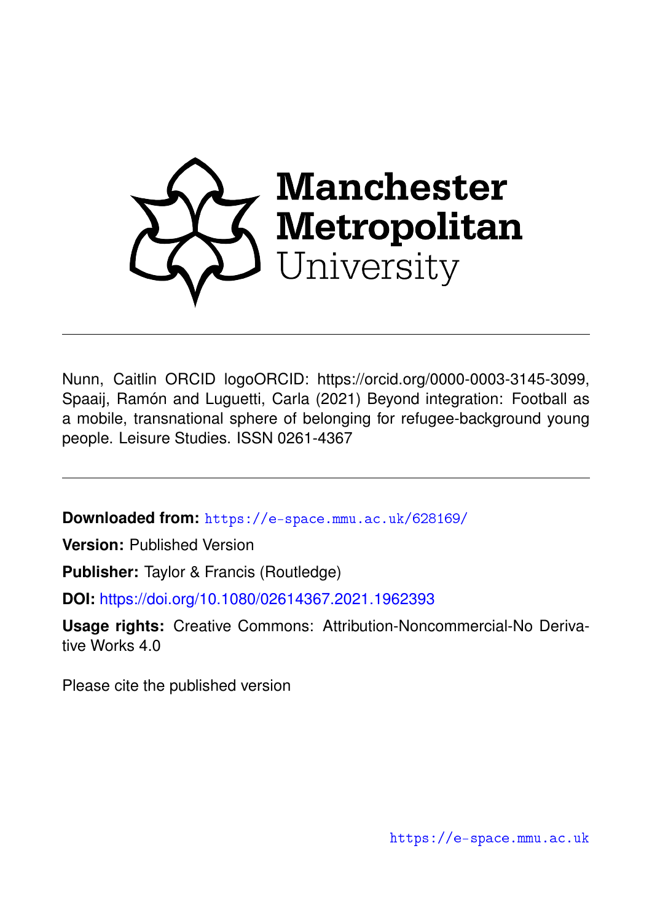Manchester Metropolitan University

---

Nunn, Caitlin ORCID logoORCID: https://orcid.org/0000-0003-3145-3099, Spaaij, Ramón and Luguetti, Carla (2021) Beyond integration: Football as a mobile, transnational sphere of belonging for refugee-background young people. Leisure Studies. ISSN 0261-4367

---

**Downloaded from:** https://e-space.mmu.ac.uk/628169/

**Version:** Published Version

**Publisher:** Taylor & Francis (Routledge)

**DOI:** https://doi.org/10.1080/02614367.2021.1962393

**Usage rights:** Creative Commons: Attribution-Noncommercial-No Derivative Works 4.0

Please cite the published version

https://e-space.mmu.ac.uk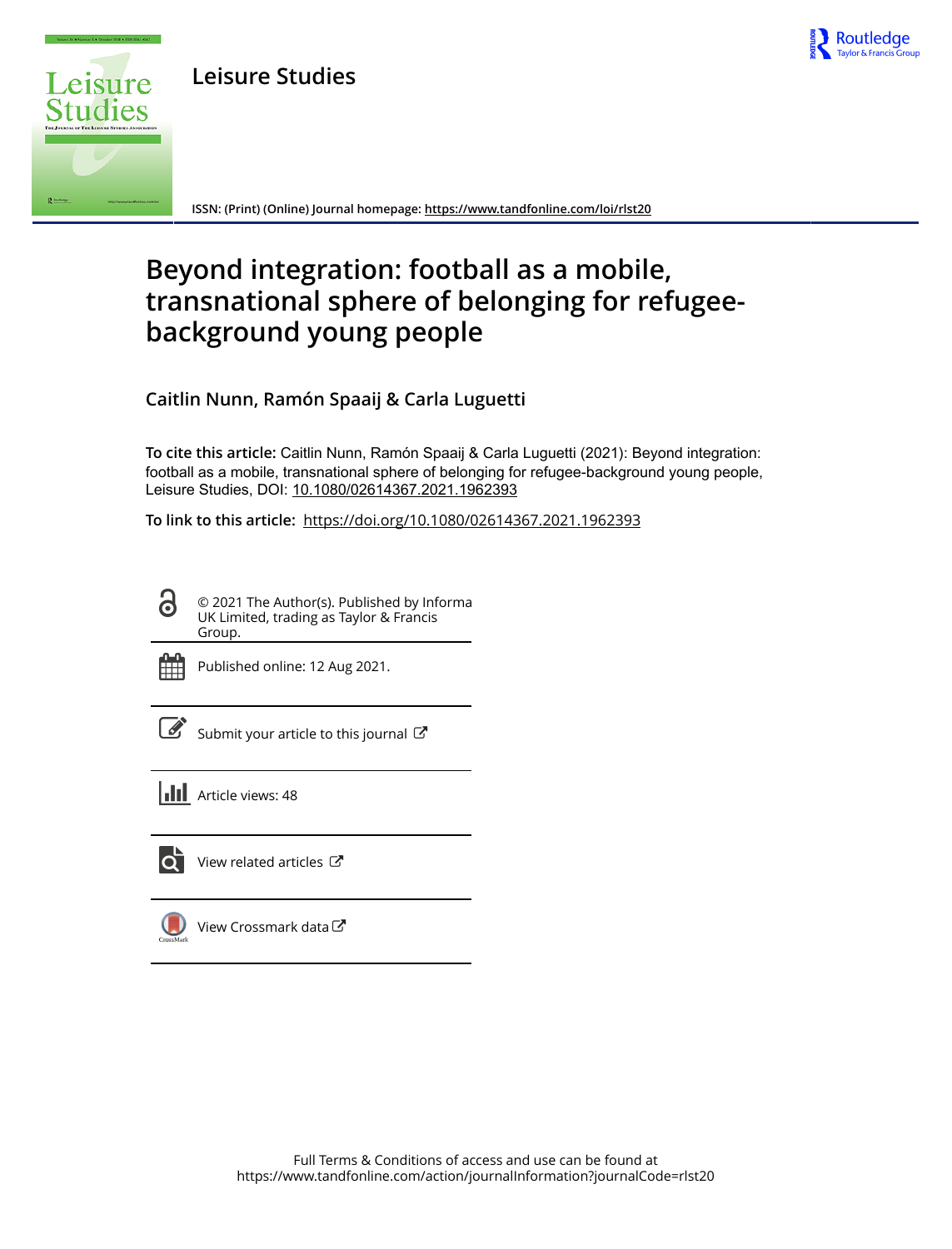# Leisure Studies

ISSN: (Print) (Online) Journal homepage: https://www.tandfonline.com/loi/rlst20

# Beyond integration: football as a mobile, transnational sphere of belonging for refugee-background young people

**Caitlin Nunn, Ramón Spaaij & Carla Luguetti**

**To cite this article:** Caitlin Nunn, Ramón Spaaij & Carla Luguetti (2021): Beyond integration: football as a mobile, transnational sphere of belonging for refugee-background young people, Leisure Studies, DOI: 10.1080/02614367.2021.1962393

**To link to this article:** https://doi.org/10.1080/02614367.2021.1962393

© 2021 The Author(s). Published by Informa UK Limited, trading as Taylor & Francis Group.

Published online: 12 Aug 2021.

Submit your article to this journal

Article views: 48

View related articles

View Crossmark data

Full Terms & Conditions of access and use can be found at https://www.tandfonline.com/action/journalInformation?journalCode=rlst20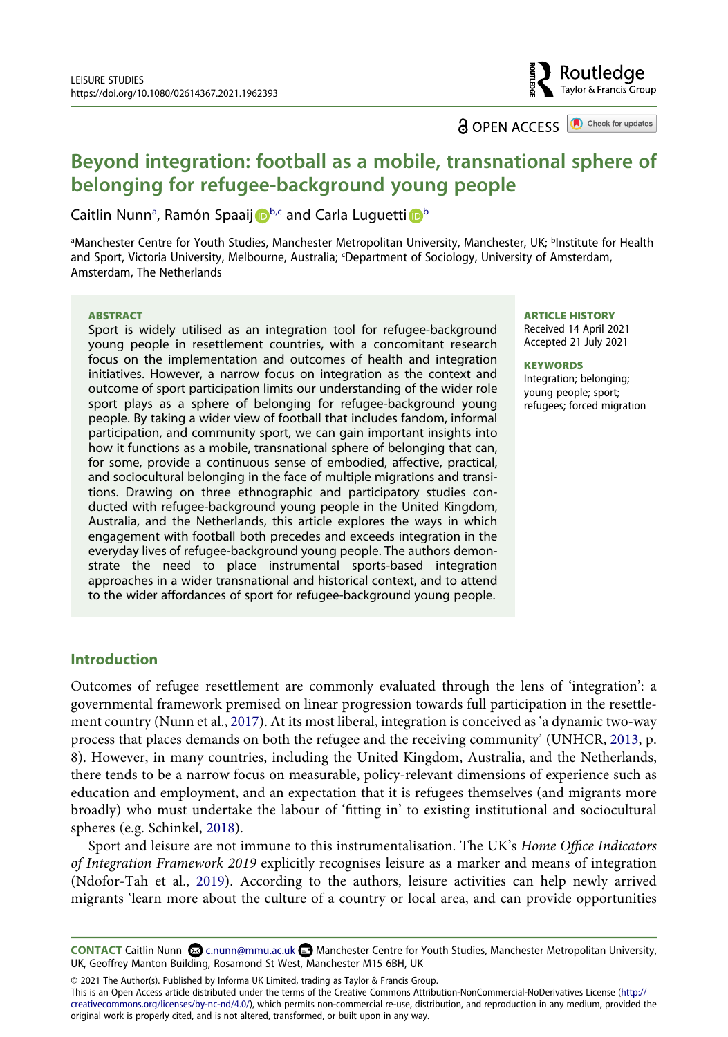# Beyond integration: football as a mobile, transnational sphere of belonging for refugee-background young people

Caitlin Nunn[a], Ramón Spaaij[b,c] and Carla Luguetti[b]

[a]Manchester Centre for Youth Studies, Manchester Metropolitan University, Manchester, UK; [b]Institute for Health and Sport, Victoria University, Melbourne, Australia; [c]Department of Sociology, University of Amsterdam, Amsterdam, The Netherlands

## ABSTRACT

Sport is widely utilised as an integration tool for refugee-background young people in resettlement countries, with a concomitant research focus on the implementation and outcomes of health and integration initiatives. However, a narrow focus on integration as the context and outcome of sport participation limits our understanding of the wider role sport plays as a sphere of belonging for refugee-background young people. By taking a wider view of football that includes fandom, informal participation, and community sport, we can gain important insights into how it functions as a mobile, transnational sphere of belonging that can, for some, provide a continuous sense of embodied, affective, practical, and sociocultural belonging in the face of multiple migrations and transitions. Drawing on three ethnographic and participatory studies conducted with refugee-background young people in the United Kingdom, Australia, and the Netherlands, this article explores the ways in which engagement with football both precedes and exceeds integration in the everyday lives of refugee-background young people. The authors demonstrate the need to place instrumental sports-based integration approaches in a wider transnational and historical context, and to attend to the wider affordances of sport for refugee-background young people.

**ARTICLE HISTORY**
Received 14 April 2021
Accepted 21 July 2021

**KEYWORDS**
Integration; belonging; young people; sport; refugees; forced migration

## Introduction

Outcomes of refugee resettlement are commonly evaluated through the lens of 'integration': a governmental framework premised on linear progression towards full participation in the resettlement country (Nunn et al., 2017). At its most liberal, integration is conceived as 'a dynamic two-way process that places demands on both the refugee and the receiving community' (UNHCR, 2013, p. 8). However, in many countries, including the United Kingdom, Australia, and the Netherlands, there tends to be a narrow focus on measurable, policy-relevant dimensions of experience such as education and employment, and an expectation that it is refugees themselves (and migrants more broadly) who must undertake the labour of 'fitting in' to existing institutional and sociocultural spheres (e.g. Schinkel, 2018).

Sport and leisure are not immune to this instrumentalisation. The UK's *Home Office Indicators of Integration Framework 2019* explicitly recognises leisure as a marker and means of integration (Ndofor-Tah et al., 2019). According to the authors, leisure activities can help newly arrived migrants 'learn more about the culture of a country or local area, and can provide opportunities

**CONTACT** Caitlin Nunn c.nunn@mmu.ac.uk Manchester Centre for Youth Studies, Manchester Metropolitan University, UK, Geoffrey Manton Building, Rosamond St West, Manchester M15 6BH, UK

© 2021 The Author(s). Published by Informa UK Limited, trading as Taylor & Francis Group.
This is an Open Access article distributed under the terms of the Creative Commons Attribution-NonCommercial-NoDerivatives License (http://creativecommons.org/licenses/by-nc-nd/4.0/), which permits non-commercial re-use, distribution, and reproduction in any medium, provided the original work is properly cited, and is not altered, transformed, or built upon in any way.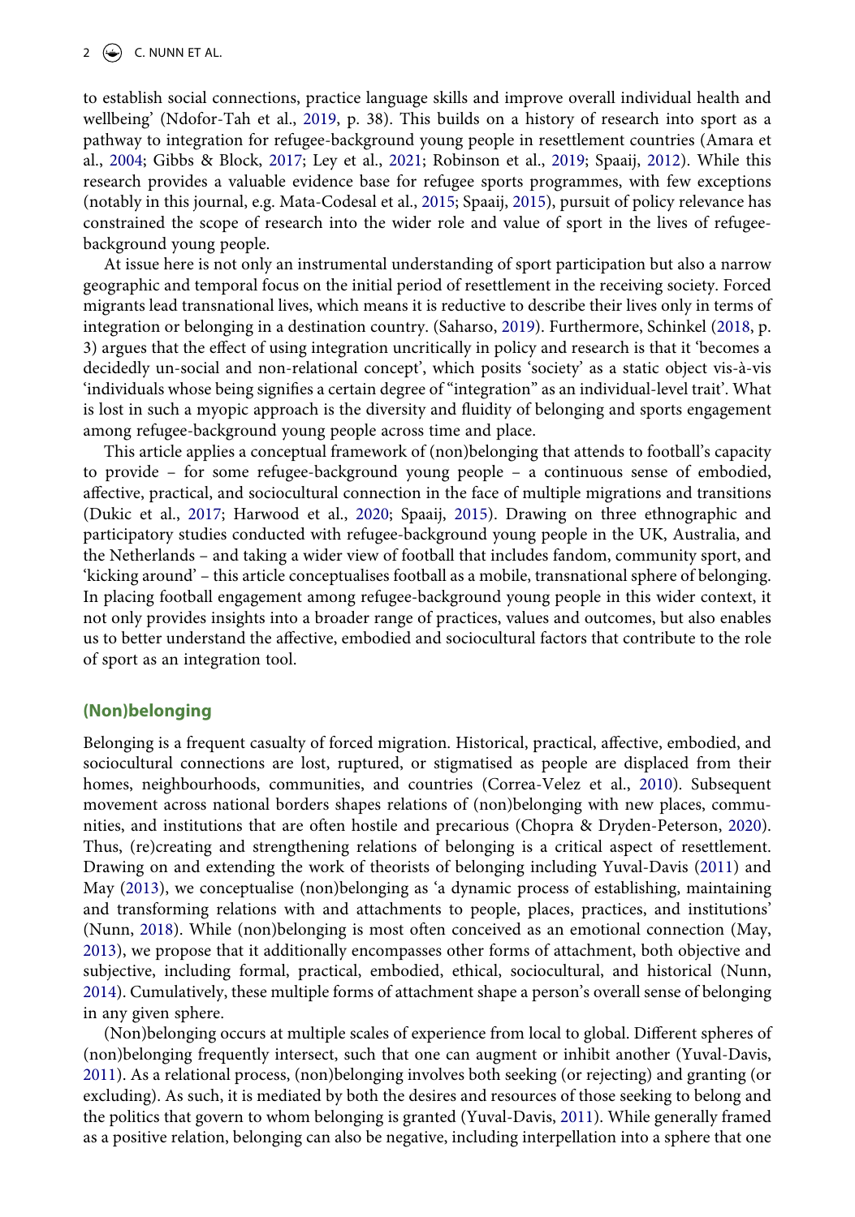to establish social connections, practice language skills and improve overall individual health and wellbeing' (Ndofor-Tah et al., 2019, p. 38). This builds on a history of research into sport as a pathway to integration for refugee-background young people in resettlement countries (Amara et al., 2004; Gibbs & Block, 2017; Ley et al., 2021; Robinson et al., 2019; Spaaij, 2012). While this research provides a valuable evidence base for refugee sports programmes, with few exceptions (notably in this journal, e.g. Mata-Codesal et al., 2015; Spaaij, 2015), pursuit of policy relevance has constrained the scope of research into the wider role and value of sport in the lives of refugee-background young people.

At issue here is not only an instrumental understanding of sport participation but also a narrow geographic and temporal focus on the initial period of resettlement in the receiving society. Forced migrants lead transnational lives, which means it is reductive to describe their lives only in terms of integration or belonging in a destination country. (Saharso, 2019). Furthermore, Schinkel (2018, p. 3) argues that the effect of using integration uncritically in policy and research is that it 'becomes a decidedly un-social and non-relational concept', which posits 'society' as a static object vis-à-vis 'individuals whose being signifies a certain degree of "integration" as an individual-level trait'. What is lost in such a myopic approach is the diversity and fluidity of belonging and sports engagement among refugee-background young people across time and place.

This article applies a conceptual framework of (non)belonging that attends to football's capacity to provide – for some refugee-background young people – a continuous sense of embodied, affective, practical, and sociocultural connection in the face of multiple migrations and transitions (Dukic et al., 2017; Harwood et al., 2020; Spaaij, 2015). Drawing on three ethnographic and participatory studies conducted with refugee-background young people in the UK, Australia, and the Netherlands – and taking a wider view of football that includes fandom, community sport, and 'kicking around' – this article conceptualises football as a mobile, transnational sphere of belonging. In placing football engagement among refugee-background young people in this wider context, it not only provides insights into a broader range of practices, values and outcomes, but also enables us to better understand the affective, embodied and sociocultural factors that contribute to the role of sport as an integration tool.

## (Non)belonging

Belonging is a frequent casualty of forced migration. Historical, practical, affective, embodied, and sociocultural connections are lost, ruptured, or stigmatised as people are displaced from their homes, neighbourhoods, communities, and countries (Correa-Velez et al., 2010). Subsequent movement across national borders shapes relations of (non)belonging with new places, communities, and institutions that are often hostile and precarious (Chopra & Dryden-Peterson, 2020). Thus, (re)creating and strengthening relations of belonging is a critical aspect of resettlement. Drawing on and extending the work of theorists of belonging including Yuval-Davis (2011) and May (2013), we conceptualise (non)belonging as 'a dynamic process of establishing, maintaining and transforming relations with and attachments to people, places, practices, and institutions' (Nunn, 2018). While (non)belonging is most often conceived as an emotional connection (May, 2013), we propose that it additionally encompasses other forms of attachment, both objective and subjective, including formal, practical, embodied, ethical, sociocultural, and historical (Nunn, 2014). Cumulatively, these multiple forms of attachment shape a person's overall sense of belonging in any given sphere.

(Non)belonging occurs at multiple scales of experience from local to global. Different spheres of (non)belonging frequently intersect, such that one can augment or inhibit another (Yuval-Davis, 2011). As a relational process, (non)belonging involves both seeking (or rejecting) and granting (or excluding). As such, it is mediated by both the desires and resources of those seeking to belong and the politics that govern to whom belonging is granted (Yuval-Davis, 2011). While generally framed as a positive relation, belonging can also be negative, including interpellation into a sphere that one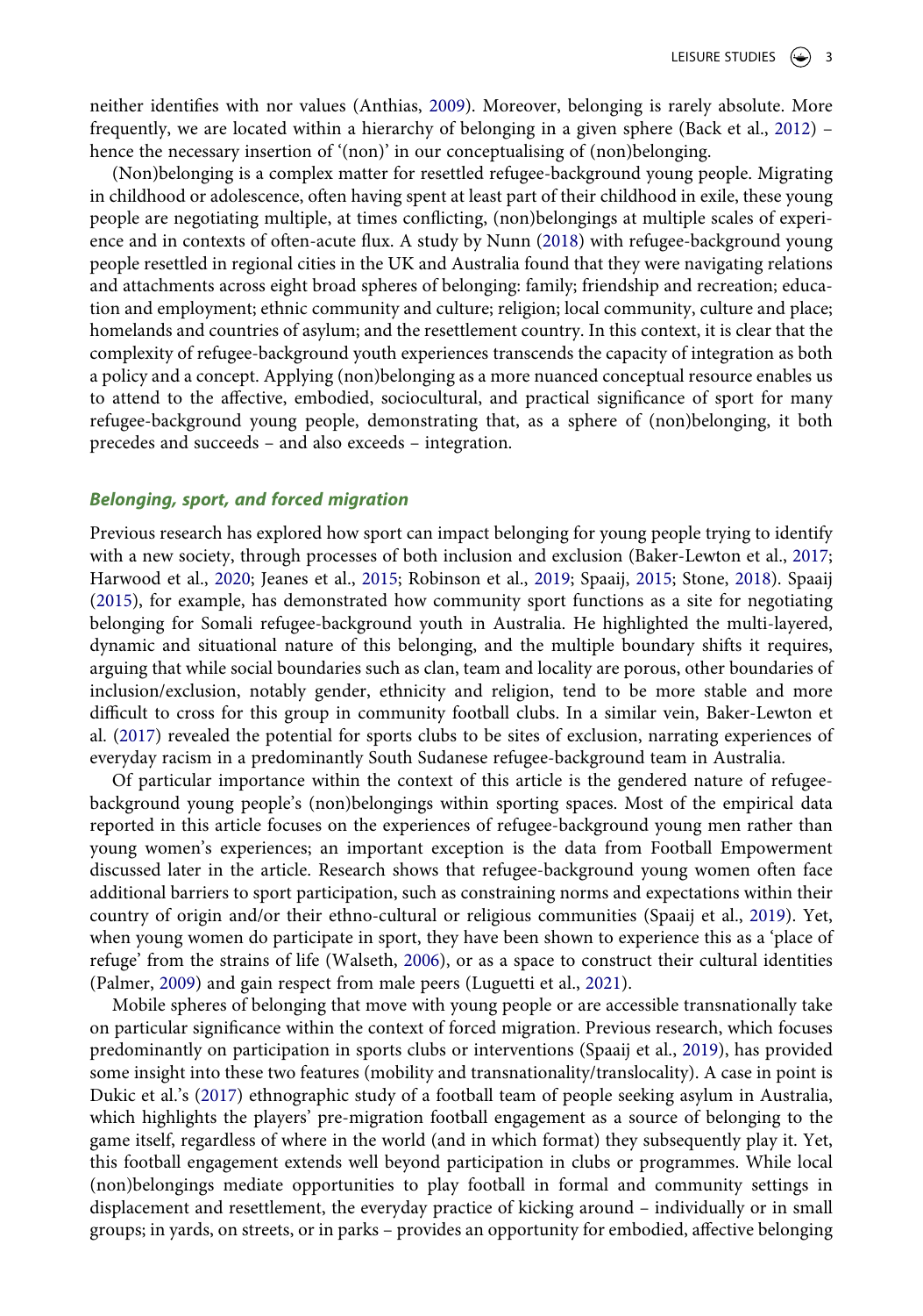neither identifies with nor values (Anthias, 2009). Moreover, belonging is rarely absolute. More frequently, we are located within a hierarchy of belonging in a given sphere (Back et al., 2012) – hence the necessary insertion of '(non)' in our conceptualising of (non)belonging.

(Non)belonging is a complex matter for resettled refugee-background young people. Migrating in childhood or adolescence, often having spent at least part of their childhood in exile, these young people are negotiating multiple, at times conflicting, (non)belongings at multiple scales of experience and in contexts of often-acute flux. A study by Nunn (2018) with refugee-background young people resettled in regional cities in the UK and Australia found that they were navigating relations and attachments across eight broad spheres of belonging: family; friendship and recreation; education and employment; ethnic community and culture; religion; local community, culture and place; homelands and countries of asylum; and the resettlement country. In this context, it is clear that the complexity of refugee-background youth experiences transcends the capacity of integration as both a policy and a concept. Applying (non)belonging as a more nuanced conceptual resource enables us to attend to the affective, embodied, sociocultural, and practical significance of sport for many refugee-background young people, demonstrating that, as a sphere of (non)belonging, it both precedes and succeeds – and also exceeds – integration.

### *Belonging, sport, and forced migration*

Previous research has explored how sport can impact belonging for young people trying to identify with a new society, through processes of both inclusion and exclusion (Baker-Lewton et al., 2017; Harwood et al., 2020; Jeanes et al., 2015; Robinson et al., 2019; Spaaij, 2015; Stone, 2018). Spaaij (2015), for example, has demonstrated how community sport functions as a site for negotiating belonging for Somali refugee-background youth in Australia. He highlighted the multi-layered, dynamic and situational nature of this belonging, and the multiple boundary shifts it requires, arguing that while social boundaries such as clan, team and locality are porous, other boundaries of inclusion/exclusion, notably gender, ethnicity and religion, tend to be more stable and more difficult to cross for this group in community football clubs. In a similar vein, Baker-Lewton et al. (2017) revealed the potential for sports clubs to be sites of exclusion, narrating experiences of everyday racism in a predominantly South Sudanese refugee-background team in Australia.

Of particular importance within the context of this article is the gendered nature of refugee-background young people's (non)belongings within sporting spaces. Most of the empirical data reported in this article focuses on the experiences of refugee-background young men rather than young women's experiences; an important exception is the data from Football Empowerment discussed later in the article. Research shows that refugee-background young women often face additional barriers to sport participation, such as constraining norms and expectations within their country of origin and/or their ethno-cultural or religious communities (Spaaij et al., 2019). Yet, when young women do participate in sport, they have been shown to experience this as a 'place of refuge' from the strains of life (Walseth, 2006), or as a space to construct their cultural identities (Palmer, 2009) and gain respect from male peers (Luguetti et al., 2021).

Mobile spheres of belonging that move with young people or are accessible transnationally take on particular significance within the context of forced migration. Previous research, which focuses predominantly on participation in sports clubs or interventions (Spaaij et al., 2019), has provided some insight into these two features (mobility and transnationality/translocality). A case in point is Dukic et al.'s (2017) ethnographic study of a football team of people seeking asylum in Australia, which highlights the players' pre-migration football engagement as a source of belonging to the game itself, regardless of where in the world (and in which format) they subsequently play it. Yet, this football engagement extends well beyond participation in clubs or programmes. While local (non)belongings mediate opportunities to play football in formal and community settings in displacement and resettlement, the everyday practice of kicking around – individually or in small groups; in yards, on streets, or in parks – provides an opportunity for embodied, affective belonging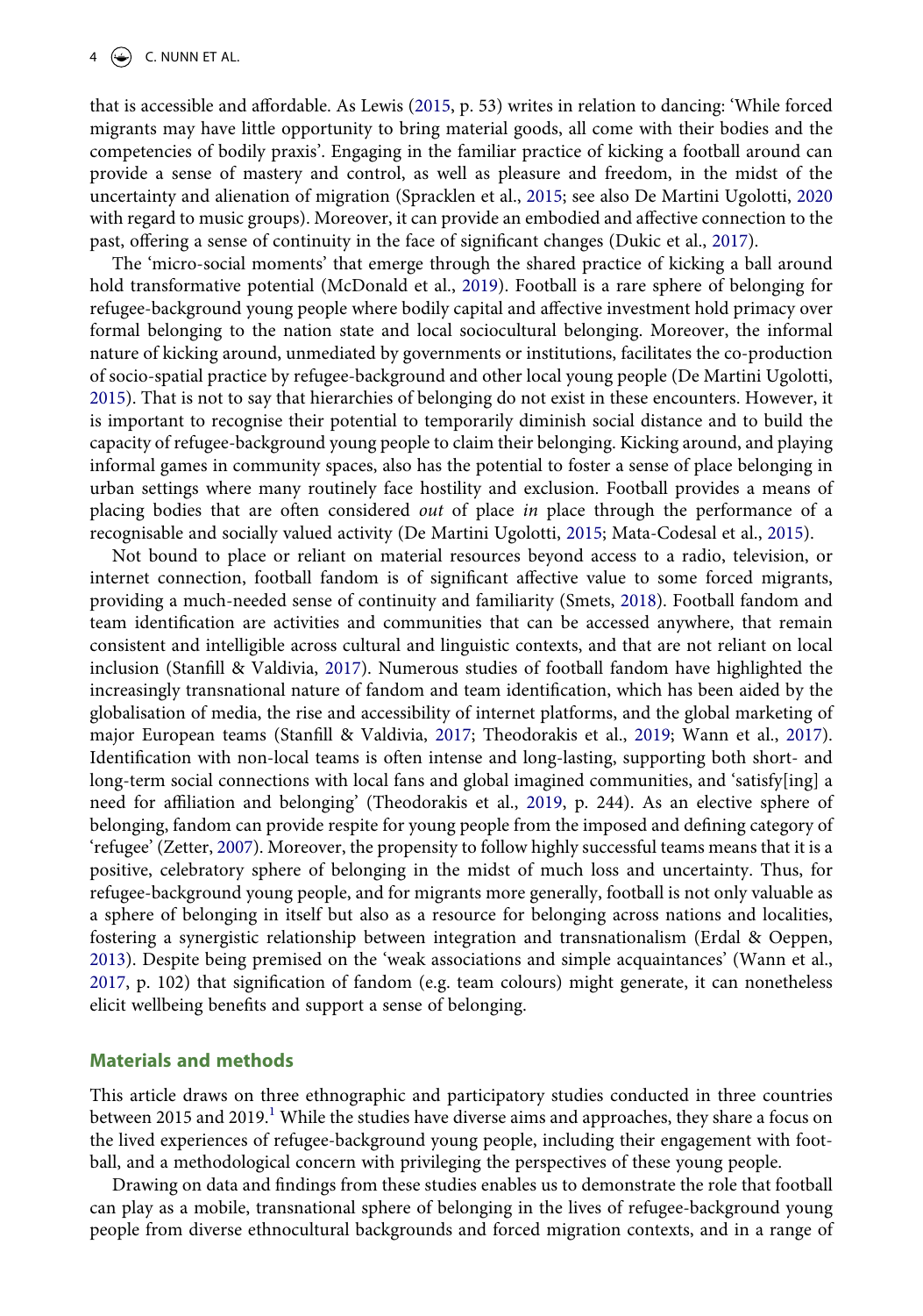that is accessible and affordable. As Lewis (2015, p. 53) writes in relation to dancing: 'While forced migrants may have little opportunity to bring material goods, all come with their bodies and the competencies of bodily praxis'. Engaging in the familiar practice of kicking a football around can provide a sense of mastery and control, as well as pleasure and freedom, in the midst of the uncertainty and alienation of migration (Spracklen et al., 2015; see also De Martini Ugolotti, 2020 with regard to music groups). Moreover, it can provide an embodied and affective connection to the past, offering a sense of continuity in the face of significant changes (Dukic et al., 2017).

The 'micro-social moments' that emerge through the shared practice of kicking a ball around hold transformative potential (McDonald et al., 2019). Football is a rare sphere of belonging for refugee-background young people where bodily capital and affective investment hold primacy over formal belonging to the nation state and local sociocultural belonging. Moreover, the informal nature of kicking around, unmediated by governments or institutions, facilitates the co-production of socio-spatial practice by refugee-background and other local young people (De Martini Ugolotti, 2015). That is not to say that hierarchies of belonging do not exist in these encounters. However, it is important to recognise their potential to temporarily diminish social distance and to build the capacity of refugee-background young people to claim their belonging. Kicking around, and playing informal games in community spaces, also has the potential to foster a sense of place belonging in urban settings where many routinely face hostility and exclusion. Football provides a means of placing bodies that are often considered *out* of place *in* place through the performance of a recognisable and socially valued activity (De Martini Ugolotti, 2015; Mata-Codesal et al., 2015).

Not bound to place or reliant on material resources beyond access to a radio, television, or internet connection, football fandom is of significant affective value to some forced migrants, providing a much-needed sense of continuity and familiarity (Smets, 2018). Football fandom and team identification are activities and communities that can be accessed anywhere, that remain consistent and intelligible across cultural and linguistic contexts, and that are not reliant on local inclusion (Stanfill & Valdivia, 2017). Numerous studies of football fandom have highlighted the increasingly transnational nature of fandom and team identification, which has been aided by the globalisation of media, the rise and accessibility of internet platforms, and the global marketing of major European teams (Stanfill & Valdivia, 2017; Theodorakis et al., 2019; Wann et al., 2017). Identification with non-local teams is often intense and long-lasting, supporting both short- and long-term social connections with local fans and global imagined communities, and 'satisfy[ing] a need for affiliation and belonging' (Theodorakis et al., 2019, p. 244). As an elective sphere of belonging, fandom can provide respite for young people from the imposed and defining category of 'refugee' (Zetter, 2007). Moreover, the propensity to follow highly successful teams means that it is a positive, celebratory sphere of belonging in the midst of much loss and uncertainty. Thus, for refugee-background young people, and for migrants more generally, football is not only valuable as a sphere of belonging in itself but also as a resource for belonging across nations and localities, fostering a synergistic relationship between integration and transnationalism (Erdal & Oeppen, 2013). Despite being premised on the 'weak associations and simple acquaintances' (Wann et al., 2017, p. 102) that signification of fandom (e.g. team colours) might generate, it can nonetheless elicit wellbeing benefits and support a sense of belonging.

## Materials and methods

This article draws on three ethnographic and participatory studies conducted in three countries between 2015 and 2019.[1] While the studies have diverse aims and approaches, they share a focus on the lived experiences of refugee-background young people, including their engagement with football, and a methodological concern with privileging the perspectives of these young people.

Drawing on data and findings from these studies enables us to demonstrate the role that football can play as a mobile, transnational sphere of belonging in the lives of refugee-background young people from diverse ethnocultural backgrounds and forced migration contexts, and in a range of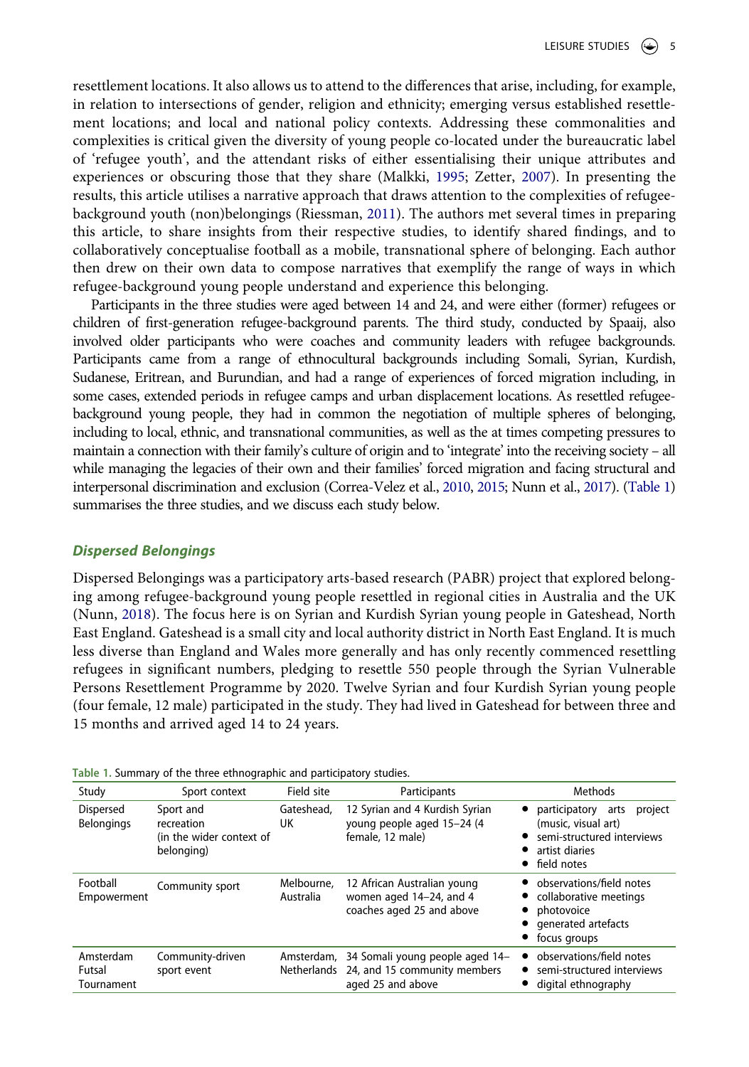resettlement locations. It also allows us to attend to the differences that arise, including, for example, in relation to intersections of gender, religion and ethnicity; emerging versus established resettlement locations; and local and national policy contexts. Addressing these commonalities and complexities is critical given the diversity of young people co-located under the bureaucratic label of 'refugee youth', and the attendant risks of either essentialising their unique attributes and experiences or obscuring those that they share (Malkki, 1995; Zetter, 2007). In presenting the results, this article utilises a narrative approach that draws attention to the complexities of refugee-background youth (non)belongings (Riessman, 2011). The authors met several times in preparing this article, to share insights from their respective studies, to identify shared findings, and to collaboratively conceptualise football as a mobile, transnational sphere of belonging. Each author then drew on their own data to compose narratives that exemplify the range of ways in which refugee-background young people understand and experience this belonging.

Participants in the three studies were aged between 14 and 24, and were either (former) refugees or children of first-generation refugee-background parents. The third study, conducted by Spaaij, also involved older participants who were coaches and community leaders with refugee backgrounds. Participants came from a range of ethnocultural backgrounds including Somali, Syrian, Kurdish, Sudanese, Eritrean, and Burundian, and had a range of experiences of forced migration including, in some cases, extended periods in refugee camps and urban displacement locations. As resettled refugee-background young people, they had in common the negotiation of multiple spheres of belonging, including to local, ethnic, and transnational communities, as well as the at times competing pressures to maintain a connection with their family's culture of origin and to 'integrate' into the receiving society – all while managing the legacies of their own and their families' forced migration and facing structural and interpersonal discrimination and exclusion (Correa-Velez et al., 2010, 2015; Nunn et al., 2017). (Table 1) summarises the three studies, and we discuss each study below.

### *Dispersed Belongings*

Dispersed Belongings was a participatory arts-based research (PABR) project that explored belonging among refugee-background young people resettled in regional cities in Australia and the UK (Nunn, 2018). The focus here is on Syrian and Kurdish Syrian young people in Gateshead, North East England. Gateshead is a small city and local authority district in North East England. It is much less diverse than England and Wales more generally and has only recently commenced resettling refugees in significant numbers, pledging to resettle 550 people through the Syrian Vulnerable Persons Resettlement Programme by 2020. Twelve Syrian and four Kurdish Syrian young people (four female, 12 male) participated in the study. They had lived in Gateshead for between three and 15 months and arrived aged 14 to 24 years.

Table 1. Summary of the three ethnographic and participatory studies.

| Study | Sport context | Field site | Participants | Methods |
|---|---|---|---|---|
| Dispersed Belongings | Sport and recreation (in the wider context of belonging) | Gateshead, UK | 12 Syrian and 4 Kurdish Syrian young people aged 15–24 (4 female, 12 male) | • participatory arts project (music, visual art)<br>• semi-structured interviews<br>• artist diaries<br>• field notes |
| Football Empowerment | Community sport | Melbourne, Australia | 12 African Australian young women aged 14–24, and 4 coaches aged 25 and above | • observations/field notes<br>• collaborative meetings<br>• photovoice<br>• generated artefacts<br>• focus groups |
| Amsterdam Futsal Tournament | Community-driven sport event | Amsterdam, Netherlands | 34 Somali young people aged 14–24, and 15 community members aged 25 and above | • observations/field notes<br>• semi-structured interviews<br>• digital ethnography |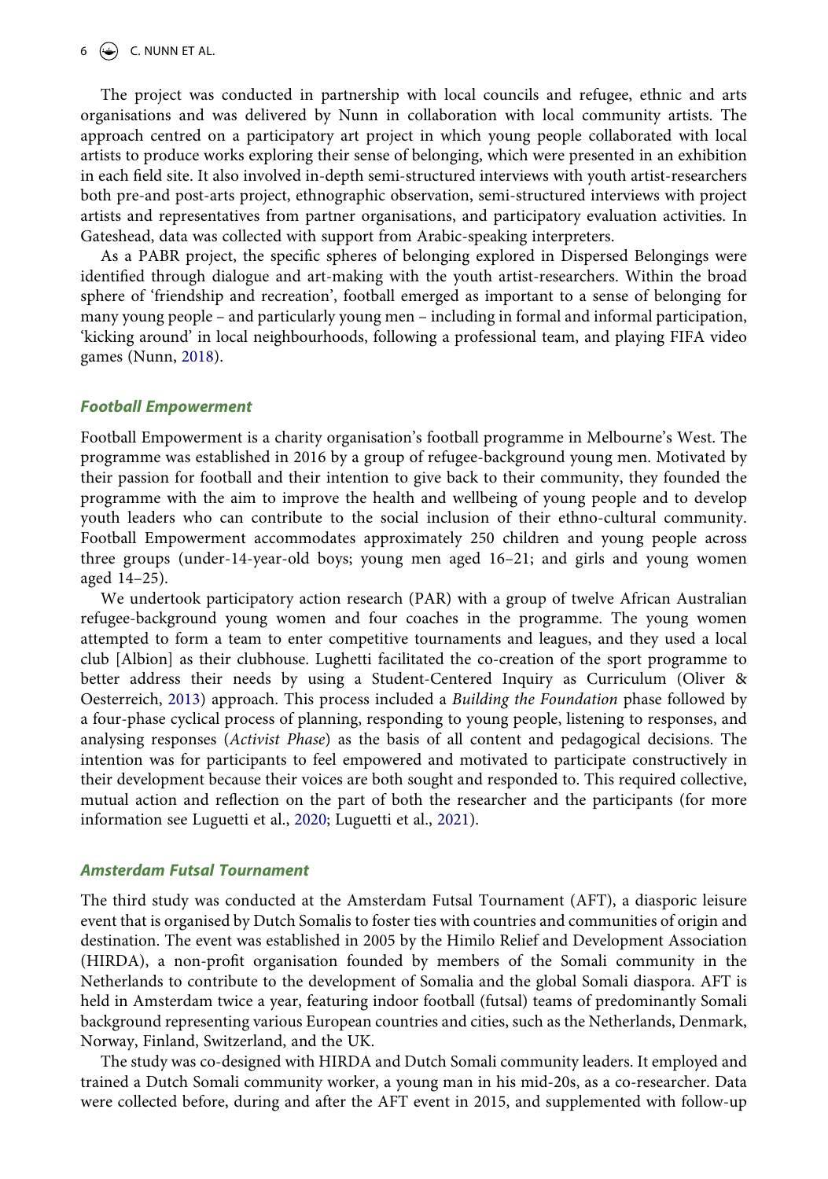The project was conducted in partnership with local councils and refugee, ethnic and arts organisations and was delivered by Nunn in collaboration with local community artists. The approach centred on a participatory art project in which young people collaborated with local artists to produce works exploring their sense of belonging, which were presented in an exhibition in each field site. It also involved in-depth semi-structured interviews with youth artist-researchers both pre-and post-arts project, ethnographic observation, semi-structured interviews with project artists and representatives from partner organisations, and participatory evaluation activities. In Gateshead, data was collected with support from Arabic-speaking interpreters.

As a PABR project, the specific spheres of belonging explored in Dispersed Belongings were identified through dialogue and art-making with the youth artist-researchers. Within the broad sphere of 'friendship and recreation', football emerged as important to a sense of belonging for many young people – and particularly young men – including in formal and informal participation, 'kicking around' in local neighbourhoods, following a professional team, and playing FIFA video games (Nunn, 2018).

### Football Empowerment

Football Empowerment is a charity organisation's football programme in Melbourne's West. The programme was established in 2016 by a group of refugee-background young men. Motivated by their passion for football and their intention to give back to their community, they founded the programme with the aim to improve the health and wellbeing of young people and to develop youth leaders who can contribute to the social inclusion of their ethno-cultural community. Football Empowerment accommodates approximately 250 children and young people across three groups (under-14-year-old boys; young men aged 16–21; and girls and young women aged 14–25).

We undertook participatory action research (PAR) with a group of twelve African Australian refugee-background young women and four coaches in the programme. The young women attempted to form a team to enter competitive tournaments and leagues, and they used a local club [Albion] as their clubhouse. Lughetti facilitated the co-creation of the sport programme to better address their needs by using a Student-Centered Inquiry as Curriculum (Oliver & Oesterreich, 2013) approach. This process included a *Building the Foundation* phase followed by a four-phase cyclical process of planning, responding to young people, listening to responses, and analysing responses (*Activist Phase*) as the basis of all content and pedagogical decisions. The intention was for participants to feel empowered and motivated to participate constructively in their development because their voices are both sought and responded to. This required collective, mutual action and reflection on the part of both the researcher and the participants (for more information see Luguetti et al., 2020; Luguetti et al., 2021).

### Amsterdam Futsal Tournament

The third study was conducted at the Amsterdam Futsal Tournament (AFT), a diasporic leisure event that is organised by Dutch Somalis to foster ties with countries and communities of origin and destination. The event was established in 2005 by the Himilo Relief and Development Association (HIRDA), a non-profit organisation founded by members of the Somali community in the Netherlands to contribute to the development of Somalia and the global Somali diaspora. AFT is held in Amsterdam twice a year, featuring indoor football (futsal) teams of predominantly Somali background representing various European countries and cities, such as the Netherlands, Denmark, Norway, Finland, Switzerland, and the UK.

The study was co-designed with HIRDA and Dutch Somali community leaders. It employed and trained a Dutch Somali community worker, a young man in his mid-20s, as a co-researcher. Data were collected before, during and after the AFT event in 2015, and supplemented with follow-up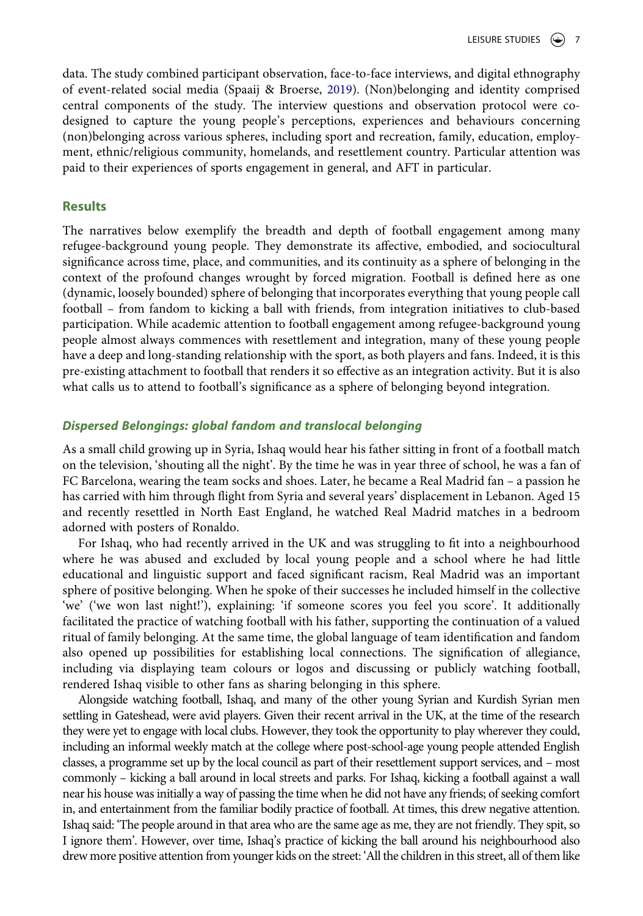data. The study combined participant observation, face-to-face interviews, and digital ethnography of event-related social media (Spaaij & Broerse, 2019). (Non)belonging and identity comprised central components of the study. The interview questions and observation protocol were co-designed to capture the young people's perceptions, experiences and behaviours concerning (non)belonging across various spheres, including sport and recreation, family, education, employment, ethnic/religious community, homelands, and resettlement country. Particular attention was paid to their experiences of sports engagement in general, and AFT in particular.

## Results

The narratives below exemplify the breadth and depth of football engagement among many refugee-background young people. They demonstrate its affective, embodied, and sociocultural significance across time, place, and communities, and its continuity as a sphere of belonging in the context of the profound changes wrought by forced migration. Football is defined here as one (dynamic, loosely bounded) sphere of belonging that incorporates everything that young people call football – from fandom to kicking a ball with friends, from integration initiatives to club-based participation. While academic attention to football engagement among refugee-background young people almost always commences with resettlement and integration, many of these young people have a deep and long-standing relationship with the sport, as both players and fans. Indeed, it is this pre-existing attachment to football that renders it so effective as an integration activity. But it is also what calls us to attend to football's significance as a sphere of belonging beyond integration.

### *Dispersed Belongings: global fandom and translocal belonging*

As a small child growing up in Syria, Ishaq would hear his father sitting in front of a football match on the television, 'shouting all the night'. By the time he was in year three of school, he was a fan of FC Barcelona, wearing the team socks and shoes. Later, he became a Real Madrid fan – a passion he has carried with him through flight from Syria and several years' displacement in Lebanon. Aged 15 and recently resettled in North East England, he watched Real Madrid matches in a bedroom adorned with posters of Ronaldo.

For Ishaq, who had recently arrived in the UK and was struggling to fit into a neighbourhood where he was abused and excluded by local young people and a school where he had little educational and linguistic support and faced significant racism, Real Madrid was an important sphere of positive belonging. When he spoke of their successes he included himself in the collective 'we' ('we won last night!'), explaining: 'if someone scores you feel you score'. It additionally facilitated the practice of watching football with his father, supporting the continuation of a valued ritual of family belonging. At the same time, the global language of team identification and fandom also opened up possibilities for establishing local connections. The signification of allegiance, including via displaying team colours or logos and discussing or publicly watching football, rendered Ishaq visible to other fans as sharing belonging in this sphere.

Alongside watching football, Ishaq, and many of the other young Syrian and Kurdish Syrian men settling in Gateshead, were avid players. Given their recent arrival in the UK, at the time of the research they were yet to engage with local clubs. However, they took the opportunity to play wherever they could, including an informal weekly match at the college where post-school-age young people attended English classes, a programme set up by the local council as part of their resettlement support services, and – most commonly – kicking a ball around in local streets and parks. For Ishaq, kicking a football against a wall near his house was initially a way of passing the time when he did not have any friends; of seeking comfort in, and entertainment from the familiar bodily practice of football. At times, this drew negative attention. Ishaq said: 'The people around in that area who are the same age as me, they are not friendly. They spit, so I ignore them'. However, over time, Ishaq's practice of kicking the ball around his neighbourhood also drew more positive attention from younger kids on the street: 'All the children in this street, all of them like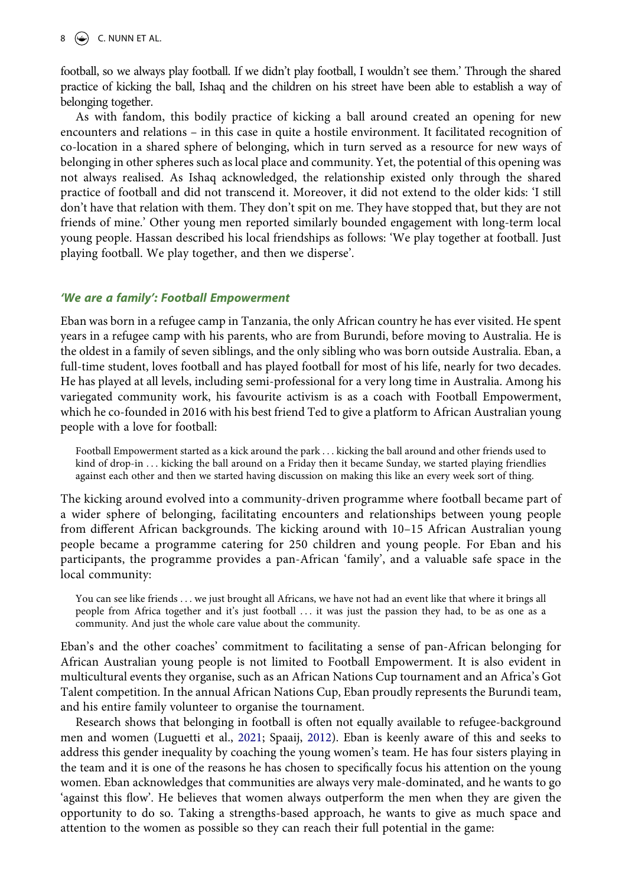football, so we always play football. If we didn't play football, I wouldn't see them.' Through the shared practice of kicking the ball, Ishaq and the children on his street have been able to establish a way of belonging together.

As with fandom, this bodily practice of kicking a ball around created an opening for new encounters and relations – in this case in quite a hostile environment. It facilitated recognition of co-location in a shared sphere of belonging, which in turn served as a resource for new ways of belonging in other spheres such as local place and community. Yet, the potential of this opening was not always realised. As Ishaq acknowledged, the relationship existed only through the shared practice of football and did not transcend it. Moreover, it did not extend to the older kids: 'I still don't have that relation with them. They don't spit on me. They have stopped that, but they are not friends of mine.' Other young men reported similarly bounded engagement with long-term local young people. Hassan described his local friendships as follows: 'We play together at football. Just playing football. We play together, and then we disperse'.

### *'We are a family': Football Empowerment*

Eban was born in a refugee camp in Tanzania, the only African country he has ever visited. He spent years in a refugee camp with his parents, who are from Burundi, before moving to Australia. He is the oldest in a family of seven siblings, and the only sibling who was born outside Australia. Eban, a full-time student, loves football and has played football for most of his life, nearly for two decades. He has played at all levels, including semi-professional for a very long time in Australia. Among his variegated community work, his favourite activism is as a coach with Football Empowerment, which he co-founded in 2016 with his best friend Ted to give a platform to African Australian young people with a love for football:

> Football Empowerment started as a kick around the park . . . kicking the ball around and other friends used to kind of drop-in . . . kicking the ball around on a Friday then it became Sunday, we started playing friendlies against each other and then we started having discussion on making this like an every week sort of thing.

The kicking around evolved into a community-driven programme where football became part of a wider sphere of belonging, facilitating encounters and relationships between young people from different African backgrounds. The kicking around with 10–15 African Australian young people became a programme catering for 250 children and young people. For Eban and his participants, the programme provides a pan-African 'family', and a valuable safe space in the local community:

> You can see like friends . . . we just brought all Africans, we have not had an event like that where it brings all people from Africa together and it's just football . . . it was just the passion they had, to be as one as a community. And just the whole care value about the community.

Eban's and the other coaches' commitment to facilitating a sense of pan-African belonging for African Australian young people is not limited to Football Empowerment. It is also evident in multicultural events they organise, such as an African Nations Cup tournament and an Africa's Got Talent competition. In the annual African Nations Cup, Eban proudly represents the Burundi team, and his entire family volunteer to organise the tournament.

Research shows that belonging in football is often not equally available to refugee-background men and women (Luguetti et al., 2021; Spaaij, 2012). Eban is keenly aware of this and seeks to address this gender inequality by coaching the young women's team. He has four sisters playing in the team and it is one of the reasons he has chosen to specifically focus his attention on the young women. Eban acknowledges that communities are always very male-dominated, and he wants to go 'against this flow'. He believes that women always outperform the men when they are given the opportunity to do so. Taking a strengths-based approach, he wants to give as much space and attention to the women as possible so they can reach their full potential in the game: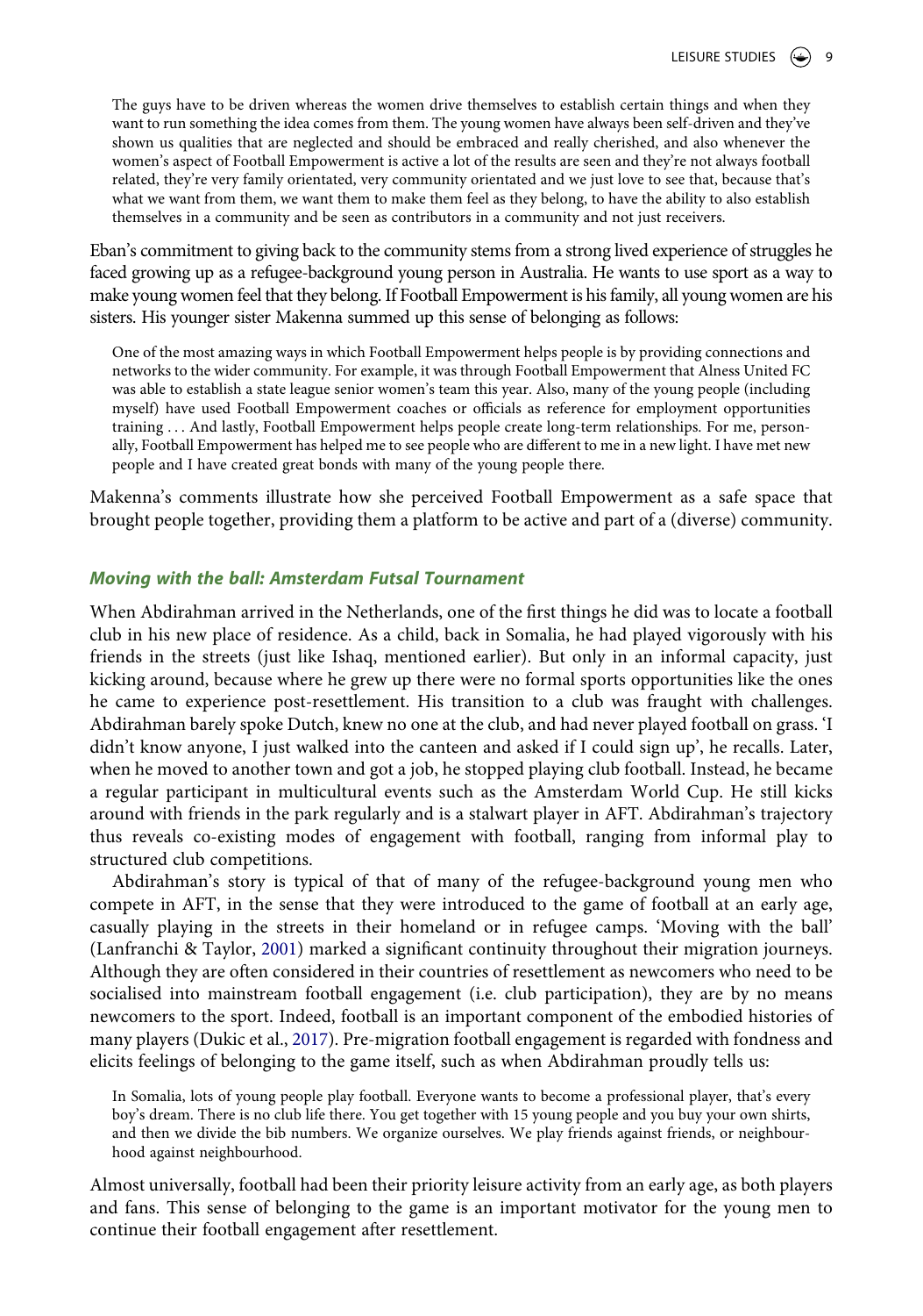> The guys have to be driven whereas the women drive themselves to establish certain things and when they want to run something the idea comes from them. The young women have always been self-driven and they've shown us qualities that are neglected and should be embraced and really cherished, and also whenever the women's aspect of Football Empowerment is active a lot of the results are seen and they're not always football related, they're very family orientated, very community orientated and we just love to see that, because that's what we want from them, we want them to make them feel as they belong, to have the ability to also establish themselves in a community and be seen as contributors in a community and not just receivers.

Eban's commitment to giving back to the community stems from a strong lived experience of struggles he faced growing up as a refugee-background young person in Australia. He wants to use sport as a way to make young women feel that they belong. If Football Empowerment is his family, all young women are his sisters. His younger sister Makenna summed up this sense of belonging as follows:

> One of the most amazing ways in which Football Empowerment helps people is by providing connections and networks to the wider community. For example, it was through Football Empowerment that Alness United FC was able to establish a state league senior women's team this year. Also, many of the young people (including myself) have used Football Empowerment coaches or officials as reference for employment opportunities training . . . And lastly, Football Empowerment helps people create long-term relationships. For me, personally, Football Empowerment has helped me to see people who are different to me in a new light. I have met new people and I have created great bonds with many of the young people there.

Makenna's comments illustrate how she perceived Football Empowerment as a safe space that brought people together, providing them a platform to be active and part of a (diverse) community.

### *Moving with the ball: Amsterdam Futsal Tournament*

When Abdirahman arrived in the Netherlands, one of the first things he did was to locate a football club in his new place of residence. As a child, back in Somalia, he had played vigorously with his friends in the streets (just like Ishaq, mentioned earlier). But only in an informal capacity, just kicking around, because where he grew up there were no formal sports opportunities like the ones he came to experience post-resettlement. His transition to a club was fraught with challenges. Abdirahman barely spoke Dutch, knew no one at the club, and had never played football on grass. 'I didn't know anyone, I just walked into the canteen and asked if I could sign up', he recalls. Later, when he moved to another town and got a job, he stopped playing club football. Instead, he became a regular participant in multicultural events such as the Amsterdam World Cup. He still kicks around with friends in the park regularly and is a stalwart player in AFT. Abdirahman's trajectory thus reveals co-existing modes of engagement with football, ranging from informal play to structured club competitions.

Abdirahman's story is typical of that of many of the refugee-background young men who compete in AFT, in the sense that they were introduced to the game of football at an early age, casually playing in the streets in their homeland or in refugee camps. 'Moving with the ball' (Lanfranchi & Taylor, 2001) marked a significant continuity throughout their migration journeys. Although they are often considered in their countries of resettlement as newcomers who need to be socialised into mainstream football engagement (i.e. club participation), they are by no means newcomers to the sport. Indeed, football is an important component of the embodied histories of many players (Dukic et al., 2017). Pre-migration football engagement is regarded with fondness and elicits feelings of belonging to the game itself, such as when Abdirahman proudly tells us:

> In Somalia, lots of young people play football. Everyone wants to become a professional player, that's every boy's dream. There is no club life there. You get together with 15 young people and you buy your own shirts, and then we divide the bib numbers. We organize ourselves. We play friends against friends, or neighbourhood against neighbourhood.

Almost universally, football had been their priority leisure activity from an early age, as both players and fans. This sense of belonging to the game is an important motivator for the young men to continue their football engagement after resettlement.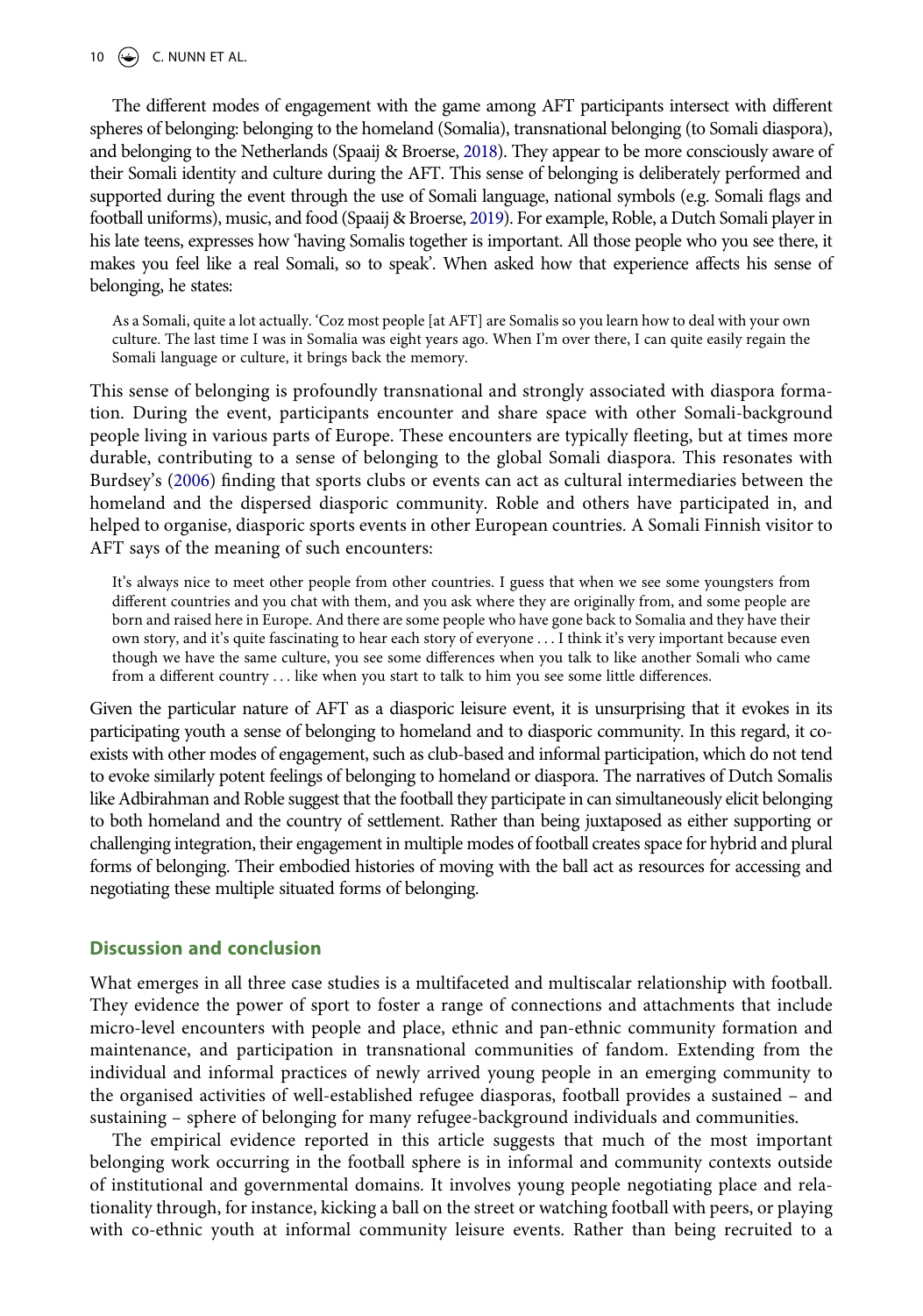The different modes of engagement with the game among AFT participants intersect with different spheres of belonging: belonging to the homeland (Somalia), transnational belonging (to Somali diaspora), and belonging to the Netherlands (Spaaij & Broerse, 2018). They appear to be more consciously aware of their Somali identity and culture during the AFT. This sense of belonging is deliberately performed and supported during the event through the use of Somali language, national symbols (e.g. Somali flags and football uniforms), music, and food (Spaaij & Broerse, 2019). For example, Roble, a Dutch Somali player in his late teens, expresses how 'having Somalis together is important. All those people who you see there, it makes you feel like a real Somali, so to speak'. When asked how that experience affects his sense of belonging, he states:

> As a Somali, quite a lot actually. 'Coz most people [at AFT] are Somalis so you learn how to deal with your own culture. The last time I was in Somalia was eight years ago. When I'm over there, I can quite easily regain the Somali language or culture, it brings back the memory.

This sense of belonging is profoundly transnational and strongly associated with diaspora formation. During the event, participants encounter and share space with other Somali-background people living in various parts of Europe. These encounters are typically fleeting, but at times more durable, contributing to a sense of belonging to the global Somali diaspora. This resonates with Burdsey's (2006) finding that sports clubs or events can act as cultural intermediaries between the homeland and the dispersed diasporic community. Roble and others have participated in, and helped to organise, diasporic sports events in other European countries. A Somali Finnish visitor to AFT says of the meaning of such encounters:

> It's always nice to meet other people from other countries. I guess that when we see some youngsters from different countries and you chat with them, and you ask where they are originally from, and some people are born and raised here in Europe. And there are some people who have gone back to Somalia and they have their own story, and it's quite fascinating to hear each story of everyone . . . I think it's very important because even though we have the same culture, you see some differences when you talk to like another Somali who came from a different country . . . like when you start to talk to him you see some little differences.

Given the particular nature of AFT as a diasporic leisure event, it is unsurprising that it evokes in its participating youth a sense of belonging to homeland and to diasporic community. In this regard, it co-exists with other modes of engagement, such as club-based and informal participation, which do not tend to evoke similarly potent feelings of belonging to homeland or diaspora. The narratives of Dutch Somalis like Adbirahman and Roble suggest that the football they participate in can simultaneously elicit belonging to both homeland and the country of settlement. Rather than being juxtaposed as either supporting or challenging integration, their engagement in multiple modes of football creates space for hybrid and plural forms of belonging. Their embodied histories of moving with the ball act as resources for accessing and negotiating these multiple situated forms of belonging.

## Discussion and conclusion

What emerges in all three case studies is a multifaceted and multiscalar relationship with football. They evidence the power of sport to foster a range of connections and attachments that include micro-level encounters with people and place, ethnic and pan-ethnic community formation and maintenance, and participation in transnational communities of fandom. Extending from the individual and informal practices of newly arrived young people in an emerging community to the organised activities of well-established refugee diasporas, football provides a sustained – and sustaining – sphere of belonging for many refugee-background individuals and communities.

The empirical evidence reported in this article suggests that much of the most important belonging work occurring in the football sphere is in informal and community contexts outside of institutional and governmental domains. It involves young people negotiating place and relationality through, for instance, kicking a ball on the street or watching football with peers, or playing with co-ethnic youth at informal community leisure events. Rather than being recruited to a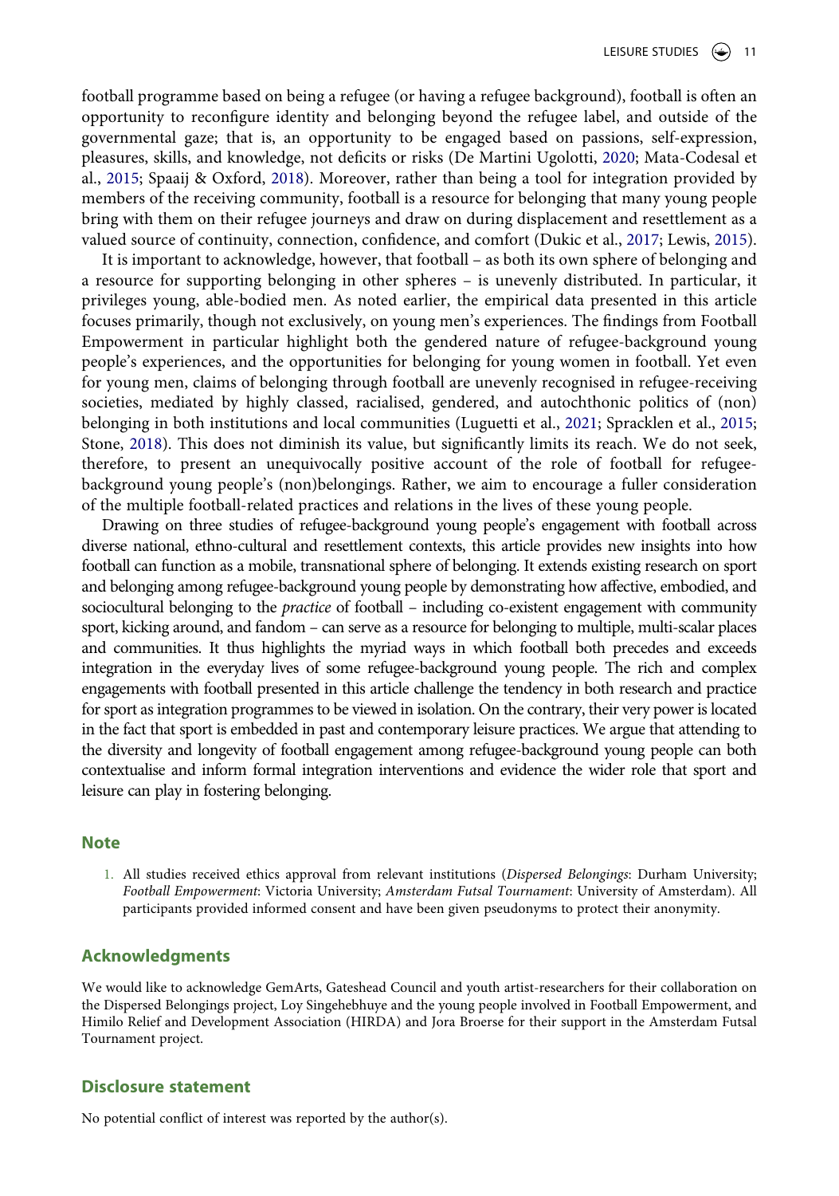football programme based on being a refugee (or having a refugee background), football is often an opportunity to reconfigure identity and belonging beyond the refugee label, and outside of the governmental gaze; that is, an opportunity to be engaged based on passions, self-expression, pleasures, skills, and knowledge, not deficits or risks (De Martini Ugolotti, 2020; Mata-Codesal et al., 2015; Spaaij & Oxford, 2018). Moreover, rather than being a tool for integration provided by members of the receiving community, football is a resource for belonging that many young people bring with them on their refugee journeys and draw on during displacement and resettlement as a valued source of continuity, connection, confidence, and comfort (Dukic et al., 2017; Lewis, 2015).

It is important to acknowledge, however, that football – as both its own sphere of belonging and a resource for supporting belonging in other spheres – is unevenly distributed. In particular, it privileges young, able-bodied men. As noted earlier, the empirical data presented in this article focuses primarily, though not exclusively, on young men's experiences. The findings from Football Empowerment in particular highlight both the gendered nature of refugee-background young people's experiences, and the opportunities for belonging for young women in football. Yet even for young men, claims of belonging through football are unevenly recognised in refugee-receiving societies, mediated by highly classed, racialised, gendered, and autochthonic politics of (non) belonging in both institutions and local communities (Luguetti et al., 2021; Spracklen et al., 2015; Stone, 2018). This does not diminish its value, but significantly limits its reach. We do not seek, therefore, to present an unequivocally positive account of the role of football for refugee-background young people's (non)belongings. Rather, we aim to encourage a fuller consideration of the multiple football-related practices and relations in the lives of these young people.

Drawing on three studies of refugee-background young people's engagement with football across diverse national, ethno-cultural and resettlement contexts, this article provides new insights into how football can function as a mobile, transnational sphere of belonging. It extends existing research on sport and belonging among refugee-background young people by demonstrating how affective, embodied, and sociocultural belonging to the *practice* of football – including co-existent engagement with community sport, kicking around, and fandom – can serve as a resource for belonging to multiple, multi-scalar places and communities. It thus highlights the myriad ways in which football both precedes and exceeds integration in the everyday lives of some refugee-background young people. The rich and complex engagements with football presented in this article challenge the tendency in both research and practice for sport as integration programmes to be viewed in isolation. On the contrary, their very power is located in the fact that sport is embedded in past and contemporary leisure practices. We argue that attending to the diversity and longevity of football engagement among refugee-background young people can both contextualise and inform formal integration interventions and evidence the wider role that sport and leisure can play in fostering belonging.

## Note

1. All studies received ethics approval from relevant institutions (*Dispersed Belongings*: Durham University; *Football Empowerment*: Victoria University; *Amsterdam Futsal Tournament*: University of Amsterdam). All participants provided informed consent and have been given pseudonyms to protect their anonymity.

## Acknowledgments

We would like to acknowledge GemArts, Gateshead Council and youth artist-researchers for their collaboration on the Dispersed Belongings project, Loy Singehebhuye and the young people involved in Football Empowerment, and Himilo Relief and Development Association (HIRDA) and Jora Broerse for their support in the Amsterdam Futsal Tournament project.

## Disclosure statement

No potential conflict of interest was reported by the author(s).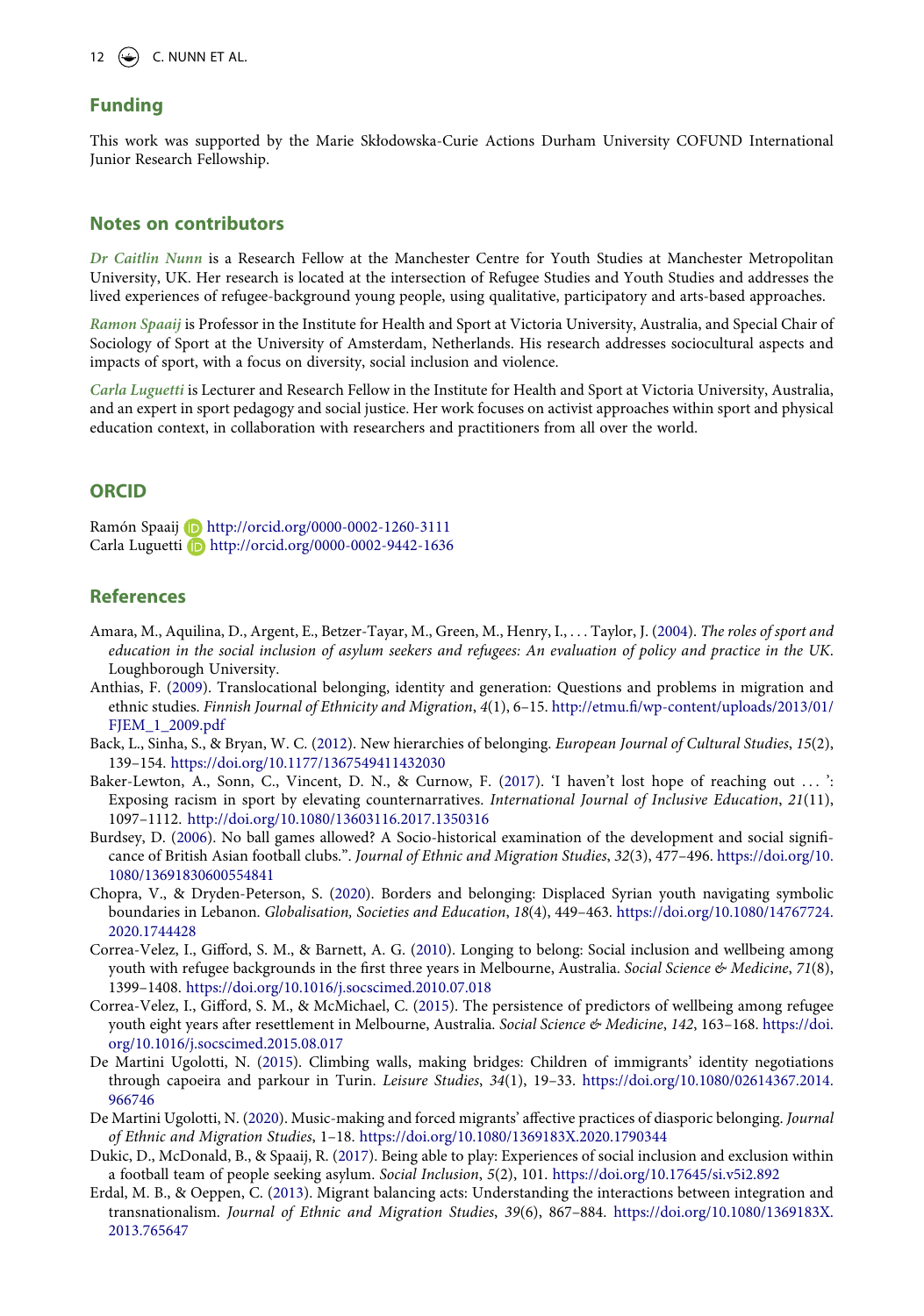## Funding

This work was supported by the Marie Skłodowska-Curie Actions Durham University COFUND International Junior Research Fellowship.

## Notes on contributors

*Dr Caitlin Nunn* is a Research Fellow at the Manchester Centre for Youth Studies at Manchester Metropolitan University, UK. Her research is located at the intersection of Refugee Studies and Youth Studies and addresses the lived experiences of refugee-background young people, using qualitative, participatory and arts-based approaches.

*Ramon Spaaij* is Professor in the Institute for Health and Sport at Victoria University, Australia, and Special Chair of Sociology of Sport at the University of Amsterdam, Netherlands. His research addresses sociocultural aspects and impacts of sport, with a focus on diversity, social inclusion and violence.

*Carla Luguetti* is Lecturer and Research Fellow in the Institute for Health and Sport at Victoria University, Australia, and an expert in sport pedagogy and social justice. Her work focuses on activist approaches within sport and physical education context, in collaboration with researchers and practitioners from all over the world.

## ORCID

Ramón Spaaij http://orcid.org/0000-0002-1260-3111
Carla Luguetti http://orcid.org/0000-0002-9442-1636

## References

Amara, M., Aquilina, D., Argent, E., Betzer-Tayar, M., Green, M., Henry, I., . . . Taylor, J. (2004). *The roles of sport and education in the social inclusion of asylum seekers and refugees: An evaluation of policy and practice in the UK*. Loughborough University.

Anthias, F. (2009). Translocational belonging, identity and generation: Questions and problems in migration and ethnic studies. *Finnish Journal of Ethnicity and Migration*, *4*(1), 6–15. http://etmu.fi/wp-content/uploads/2013/01/FJEM_1_2009.pdf

Back, L., Sinha, S., & Bryan, W. C. (2012). New hierarchies of belonging. *European Journal of Cultural Studies*, *15*(2), 139–154. https://doi.org/10.1177/1367549411432030

Baker-Lewton, A., Sonn, C., Vincent, D. N., & Curnow, F. (2017). 'I haven't lost hope of reaching out . . . ': Exposing racism in sport by elevating counternarratives. *International Journal of Inclusive Education*, *21*(11), 1097–1112. http://doi.org/10.1080/13603116.2017.1350316

Burdsey, D. (2006). No ball games allowed? A Socio-historical examination of the development and social significance of British Asian football clubs.". *Journal of Ethnic and Migration Studies*, *32*(3), 477–496. https://doi.org/10.1080/13691830600554841

Chopra, V., & Dryden-Peterson, S. (2020). Borders and belonging: Displaced Syrian youth navigating symbolic boundaries in Lebanon. *Globalisation, Societies and Education*, *18*(4), 449–463. https://doi.org/10.1080/14767724.2020.1744428

Correa-Velez, I., Gifford, S. M., & Barnett, A. G. (2010). Longing to belong: Social inclusion and wellbeing among youth with refugee backgrounds in the first three years in Melbourne, Australia. *Social Science & Medicine*, *71*(8), 1399–1408. https://doi.org/10.1016/j.socscimed.2010.07.018

Correa-Velez, I., Gifford, S. M., & McMichael, C. (2015). The persistence of predictors of wellbeing among refugee youth eight years after resettlement in Melbourne, Australia. *Social Science & Medicine*, *142*, 163–168. https://doi.org/10.1016/j.socscimed.2015.08.017

De Martini Ugolotti, N. (2015). Climbing walls, making bridges: Children of immigrants' identity negotiations through capoeira and parkour in Turin. *Leisure Studies*, *34*(1), 19–33. https://doi.org/10.1080/02614367.2014.966746

De Martini Ugolotti, N. (2020). Music-making and forced migrants' affective practices of diasporic belonging. *Journal of Ethnic and Migration Studies*, 1–18. https://doi.org/10.1080/1369183X.2020.1790344

Dukic, D., McDonald, B., & Spaaij, R. (2017). Being able to play: Experiences of social inclusion and exclusion within a football team of people seeking asylum. *Social Inclusion*, *5*(2), 101. https://doi.org/10.17645/si.v5i2.892

Erdal, M. B., & Oeppen, C. (2013). Migrant balancing acts: Understanding the interactions between integration and transnationalism. *Journal of Ethnic and Migration Studies*, *39*(6), 867–884. https://doi.org/10.1080/1369183X.2013.765647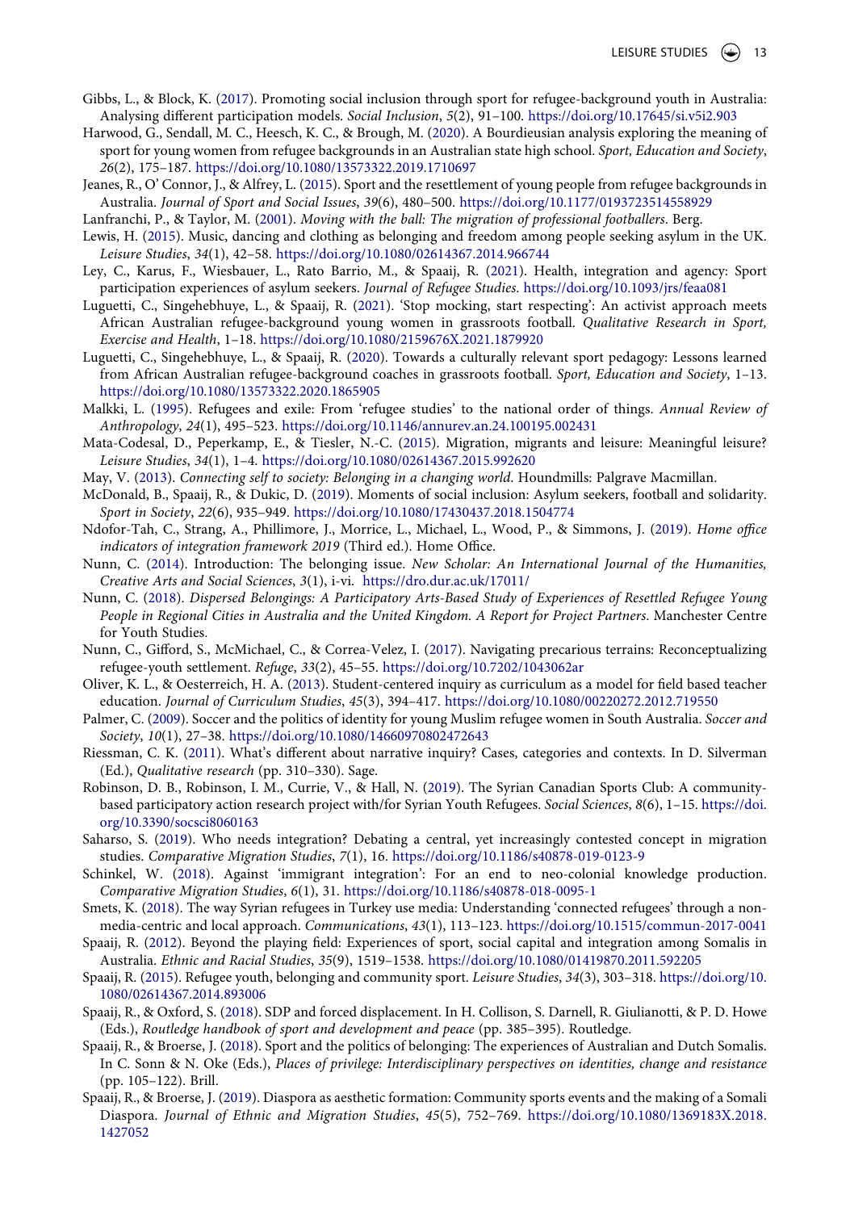Gibbs, L., & Block, K. (2017). Promoting social inclusion through sport for refugee-background youth in Australia: Analysing different participation models. *Social Inclusion*, *5*(2), 91–100. https://doi.org/10.17645/si.v5i2.903

Harwood, G., Sendall, M. C., Heesch, K. C., & Brough, M. (2020). A Bourdieusian analysis exploring the meaning of sport for young women from refugee backgrounds in an Australian state high school. *Sport, Education and Society*, *26*(2), 175–187. https://doi.org/10.1080/13573322.2019.1710697

Jeanes, R., O' Connor, J., & Alfrey, L. (2015). Sport and the resettlement of young people from refugee backgrounds in Australia. *Journal of Sport and Social Issues*, *39*(6), 480–500. https://doi.org/10.1177/0193723514558929

Lanfranchi, P., & Taylor, M. (2001). *Moving with the ball: The migration of professional footballers*. Berg.

Lewis, H. (2015). Music, dancing and clothing as belonging and freedom among people seeking asylum in the UK. *Leisure Studies*, *34*(1), 42–58. https://doi.org/10.1080/02614367.2014.966744

Ley, C., Karus, F., Wiesbauer, L., Rato Barrio, M., & Spaaij, R. (2021). Health, integration and agency: Sport participation experiences of asylum seekers. *Journal of Refugee Studies*. https://doi.org/10.1093/jrs/feaa081

Luguetti, C., Singehebhuye, L., & Spaaij, R. (2021). 'Stop mocking, start respecting': An activist approach meets African Australian refugee-background young women in grassroots football. *Qualitative Research in Sport, Exercise and Health*, 1–18. https://doi.org/10.1080/2159676X.2021.1879920

Luguetti, C., Singehebhuye, L., & Spaaij, R. (2020). Towards a culturally relevant sport pedagogy: Lessons learned from African Australian refugee-background coaches in grassroots football. *Sport, Education and Society*, 1–13. https://doi.org/10.1080/13573322.2020.1865905

Malkki, L. (1995). Refugees and exile: From 'refugee studies' to the national order of things. *Annual Review of Anthropology*, *24*(1), 495–523. https://doi.org/10.1146/annurev.an.24.100195.002431

Mata-Codesal, D., Peperkamp, E., & Tiesler, N.-C. (2015). Migration, migrants and leisure: Meaningful leisure? *Leisure Studies*, *34*(1), 1–4. https://doi.org/10.1080/02614367.2015.992620

May, V. (2013). *Connecting self to society: Belonging in a changing world*. Houndmills: Palgrave Macmillan.

McDonald, B., Spaaij, R., & Dukic, D. (2019). Moments of social inclusion: Asylum seekers, football and solidarity. *Sport in Society*, *22*(6), 935–949. https://doi.org/10.1080/17430437.2018.1504774

Ndofor-Tah, C., Strang, A., Phillimore, J., Morrice, L., Michael, L., Wood, P., & Simmons, J. (2019). *Home office indicators of integration framework 2019* (Third ed.). Home Office.

Nunn, C. (2014). Introduction: The belonging issue. *New Scholar: An International Journal of the Humanities, Creative Arts and Social Sciences*, *3*(1), i-vi. https://dro.dur.ac.uk/17011/

Nunn, C. (2018). *Dispersed Belongings: A Participatory Arts-Based Study of Experiences of Resettled Refugee Young People in Regional Cities in Australia and the United Kingdom. A Report for Project Partners*. Manchester Centre for Youth Studies.

Nunn, C., Gifford, S., McMichael, C., & Correa-Velez, I. (2017). Navigating precarious terrains: Reconceptualizing refugee-youth settlement. *Refuge*, *33*(2), 45–55. https://doi.org/10.7202/1043062ar

Oliver, K. L., & Oesterreich, H. A. (2013). Student-centered inquiry as curriculum as a model for field based teacher education. *Journal of Curriculum Studies*, *45*(3), 394–417. https://doi.org/10.1080/00220272.2012.719550

Palmer, C. (2009). Soccer and the politics of identity for young Muslim refugee women in South Australia. *Soccer and Society*, *10*(1), 27–38. https://doi.org/10.1080/14660970802472643

Riessman, C. K. (2011). What's different about narrative inquiry? Cases, categories and contexts. In D. Silverman (Ed.), *Qualitative research* (pp. 310–330). Sage.

Robinson, D. B., Robinson, I. M., Currie, V., & Hall, N. (2019). The Syrian Canadian Sports Club: A community-based participatory action research project with/for Syrian Youth Refugees. *Social Sciences*, *8*(6), 1–15. https://doi.org/10.3390/socsci8060163

Saharso, S. (2019). Who needs integration? Debating a central, yet increasingly contested concept in migration studies. *Comparative Migration Studies*, *7*(1), 16. https://doi.org/10.1186/s40878-019-0123-9

Schinkel, W. (2018). Against 'immigrant integration': For an end to neo-colonial knowledge production. *Comparative Migration Studies*, *6*(1), 31. https://doi.org/10.1186/s40878-018-0095-1

Smets, K. (2018). The way Syrian refugees in Turkey use media: Understanding 'connected refugees' through a non-media-centric and local approach. *Communications*, *43*(1), 113–123. https://doi.org/10.1515/commun-2017-0041

Spaaij, R. (2012). Beyond the playing field: Experiences of sport, social capital and integration among Somalis in Australia. *Ethnic and Racial Studies*, *35*(9), 1519–1538. https://doi.org/10.1080/01419870.2011.592205

Spaaij, R. (2015). Refugee youth, belonging and community sport. *Leisure Studies*, *34*(3), 303–318. https://doi.org/10.1080/02614367.2014.893006

Spaaij, R., & Oxford, S. (2018). SDP and forced displacement. In H. Collison, S. Darnell, R. Giulianotti, & P. D. Howe (Eds.), *Routledge handbook of sport and development and peace* (pp. 385–395). Routledge.

Spaaij, R., & Broerse, J. (2018). Sport and the politics of belonging: The experiences of Australian and Dutch Somalis. In C. Sonn & N. Oke (Eds.), *Places of privilege: Interdisciplinary perspectives on identities, change and resistance* (pp. 105–122). Brill.

Spaaij, R., & Broerse, J. (2019). Diaspora as aesthetic formation: Community sports events and the making of a Somali Diaspora. *Journal of Ethnic and Migration Studies*, *45*(5), 752–769. https://doi.org/10.1080/1369183X.2018.1427052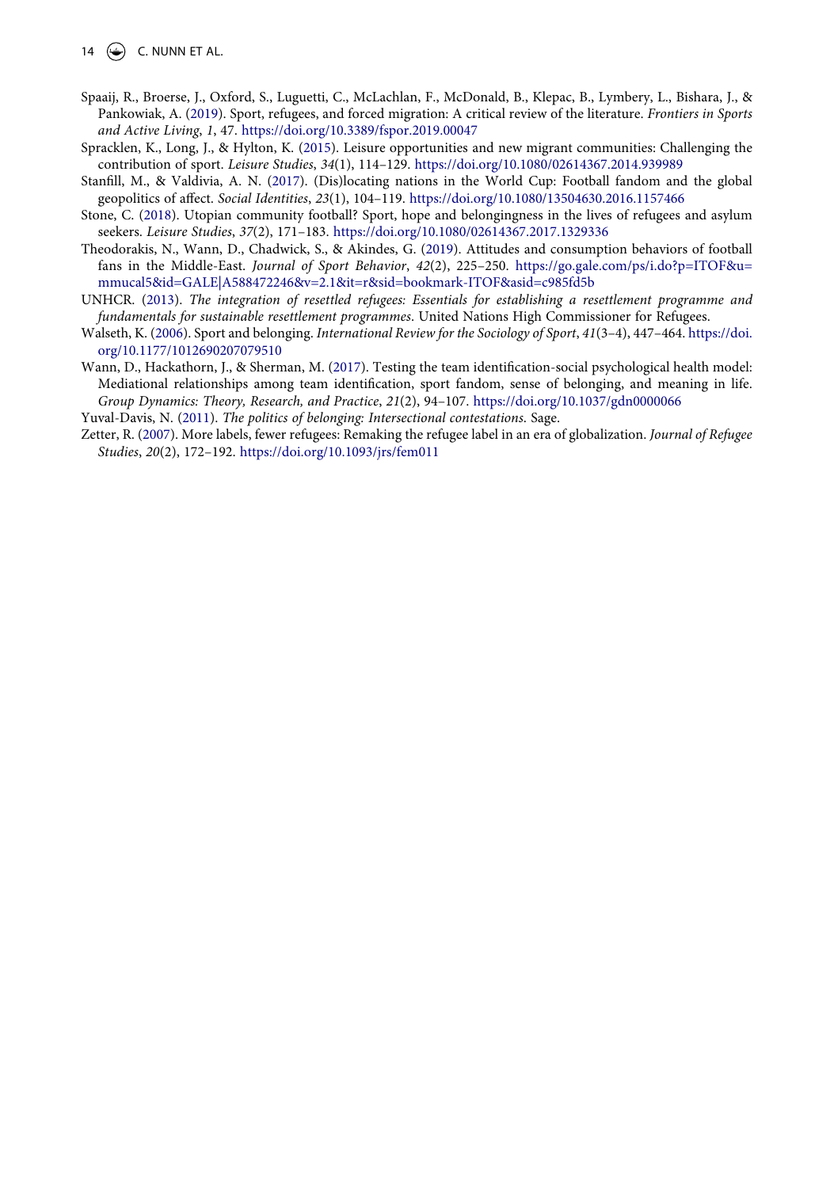Spaaij, R., Broerse, J., Oxford, S., Luguetti, C., McLachlan, F., McDonald, B., Klepac, B., Lymbery, L., Bishara, J., & Pankowiak, A. (2019). Sport, refugees, and forced migration: A critical review of the literature. *Frontiers in Sports and Active Living*, *1*, 47. https://doi.org/10.3389/fspor.2019.00047

Spracklen, K., Long, J., & Hylton, K. (2015). Leisure opportunities and new migrant communities: Challenging the contribution of sport. *Leisure Studies*, *34*(1), 114–129. https://doi.org/10.1080/02614367.2014.939989

Stanfill, M., & Valdivia, A. N. (2017). (Dis)locating nations in the World Cup: Football fandom and the global geopolitics of affect. *Social Identities*, *23*(1), 104–119. https://doi.org/10.1080/13504630.2016.1157466

Stone, C. (2018). Utopian community football? Sport, hope and belongingness in the lives of refugees and asylum seekers. *Leisure Studies*, *37*(2), 171–183. https://doi.org/10.1080/02614367.2017.1329336

Theodorakis, N., Wann, D., Chadwick, S., & Akindes, G. (2019). Attitudes and consumption behaviors of football fans in the Middle-East. *Journal of Sport Behavior*, *42*(2), 225–250. https://go.gale.com/ps/i.do?p=ITOF&u=mmucal5&id=GALE|A588472246&v=2.1&it=r&sid=bookmark-ITOF&asid=c985fd5b

UNHCR. (2013). *The integration of resettled refugees: Essentials for establishing a resettlement programme and fundamentals for sustainable resettlement programmes*. United Nations High Commissioner for Refugees.

Walseth, K. (2006). Sport and belonging. *International Review for the Sociology of Sport*, *41*(3–4), 447–464. https://doi.org/10.1177/1012690207079510

Wann, D., Hackathorn, J., & Sherman, M. (2017). Testing the team identification-social psychological health model: Mediational relationships among team identification, sport fandom, sense of belonging, and meaning in life. *Group Dynamics: Theory, Research, and Practice*, *21*(2), 94–107. https://doi.org/10.1037/gdn0000066

Yuval-Davis, N. (2011). *The politics of belonging: Intersectional contestations*. Sage.

Zetter, R. (2007). More labels, fewer refugees: Remaking the refugee label in an era of globalization. *Journal of Refugee Studies*, *20*(2), 172–192. https://doi.org/10.1093/jrs/fem011